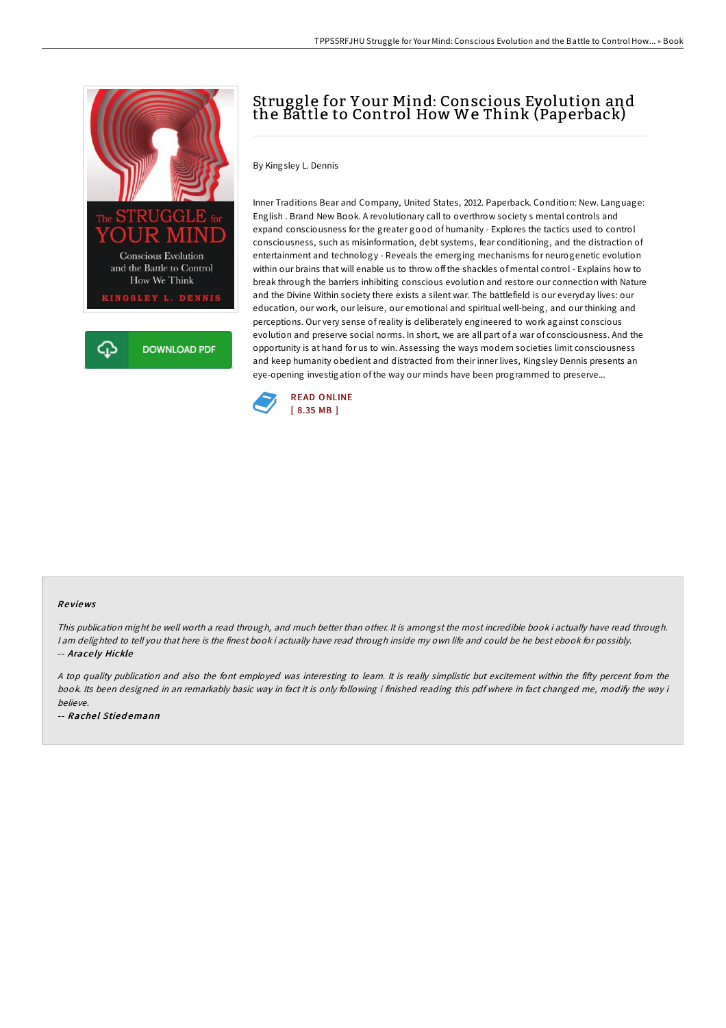# Struggle for Your Mind: Conscious Evolution and the Battle to Control How We Think (Paperback)

By Kingsley L. Dennis

Inner Traditions Bear and Company, United States, 2012. Paperback. Condition: New. Language: English . Brand New Book. A revolutionary call to overthrow society s mental controls and expand consciousness for the greater good of humanity - Explores the tactics used to control consciousness, such as misinformation, debt systems, fear conditioning, and the distraction of entertainment and technology - Reveals the emerging mechanisms for neurogenetic evolution within our brains that will enable us to throw off the shackles of mental control - Explains how to break through the barriers inhibiting conscious evolution and restore our connection with Nature and the Divine Within society there exists a silent war. The battlefield is our everyday lives: our education, our work, our leisure, our emotional and spiritual well-being, and our thinking and perceptions. Our very sense of reality is deliberately engineered to work against conscious evolution and preserve social norms. In short, we are all part of a war of consciousness. And the opportunity is at hand for us to win. Assessing the ways modern societies limit consciousness and keep humanity obedient and distracted from their inner lives, Kingsley Dennis presents an eye-opening investigation of the way our minds have been programmed to preserve...

READ ONLINE
[ 8.35 MB ]

DOWNLOAD PDF

## Reviews

*This publication might be well worth a read through, and much better than other. It is amongst the most incredible book i actually have read through. I am delighted to tell you that here is the finest book i actually have read through inside my own life and could be he best ebook for possibly.*

-- ***Aracely Hickle***

*A top quality publication and also the font employed was interesting to learn. It is really simplistic but excitement within the fifty percent from the book. Its been designed in an remarkably basic way in fact it is only following i finished reading this pdf where in fact changed me, modify the way i believe.*

-- ***Rachel Stiedemann***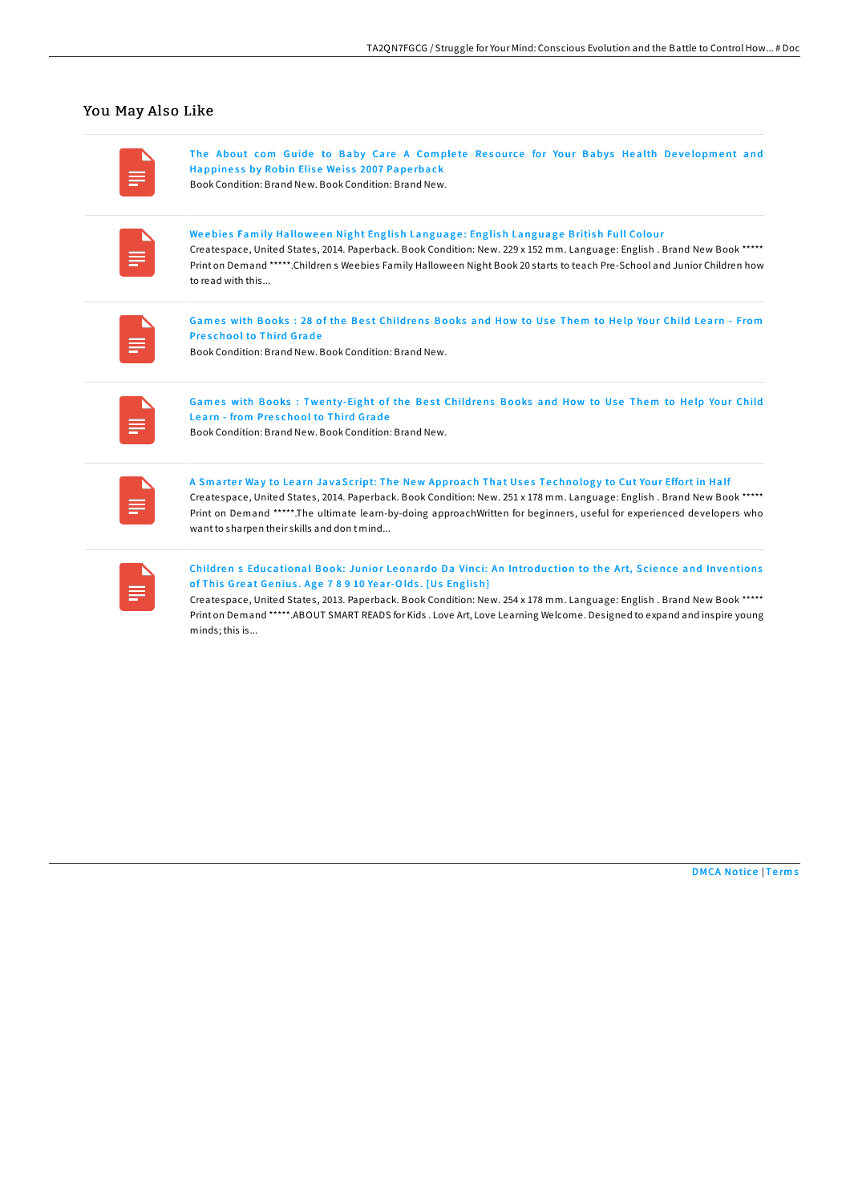## You May Also Like

**The About com Guide to Baby Care A Complete Resource for Your Babys Health Development and Happiness by Robin Elise Weiss 2007 Paperback**

Book Condition: Brand New. Book Condition: Brand New.

**Weebies Family Halloween Night English Language: English Language British Full Colour**

Createspace, United States, 2014. Paperback. Book Condition: New. 229 x 152 mm. Language: English . Brand New Book ***** Print on Demand *****.Children s Weebies Family Halloween Night Book 20 starts to teach Pre-School and Junior Children how to read with this...

**Games with Books : 28 of the Best Childrens Books and How to Use Them to Help Your Child Learn - From Preschool to Third Grade**

Book Condition: Brand New. Book Condition: Brand New.

**Games with Books : Twenty-Eight of the Best Childrens Books and How to Use Them to Help Your Child Learn - from Preschool to Third Grade**

Book Condition: Brand New. Book Condition: Brand New.

**A Smarter Way to Learn JavaScript: The New Approach That Uses Technology to Cut Your Effort in Half**

Createspace, United States, 2014. Paperback. Book Condition: New. 251 x 178 mm. Language: English . Brand New Book ***** Print on Demand *****.The ultimate learn-by-doing approachWritten for beginners, useful for experienced developers who want to sharpen their skills and don t mind...

**Children s Educational Book: Junior Leonardo Da Vinci: An Introduction to the Art, Science and Inventions of This Great Genius. Age 7 8 9 10 Year-Olds. [Us English]**

Createspace, United States, 2013. Paperback. Book Condition: New. 254 x 178 mm. Language: English . Brand New Book ***** Print on Demand *****.ABOUT SMART READS for Kids . Love Art, Love Learning Welcome. Designed to expand and inspire young minds; this is...

DMCA Notice | Terms